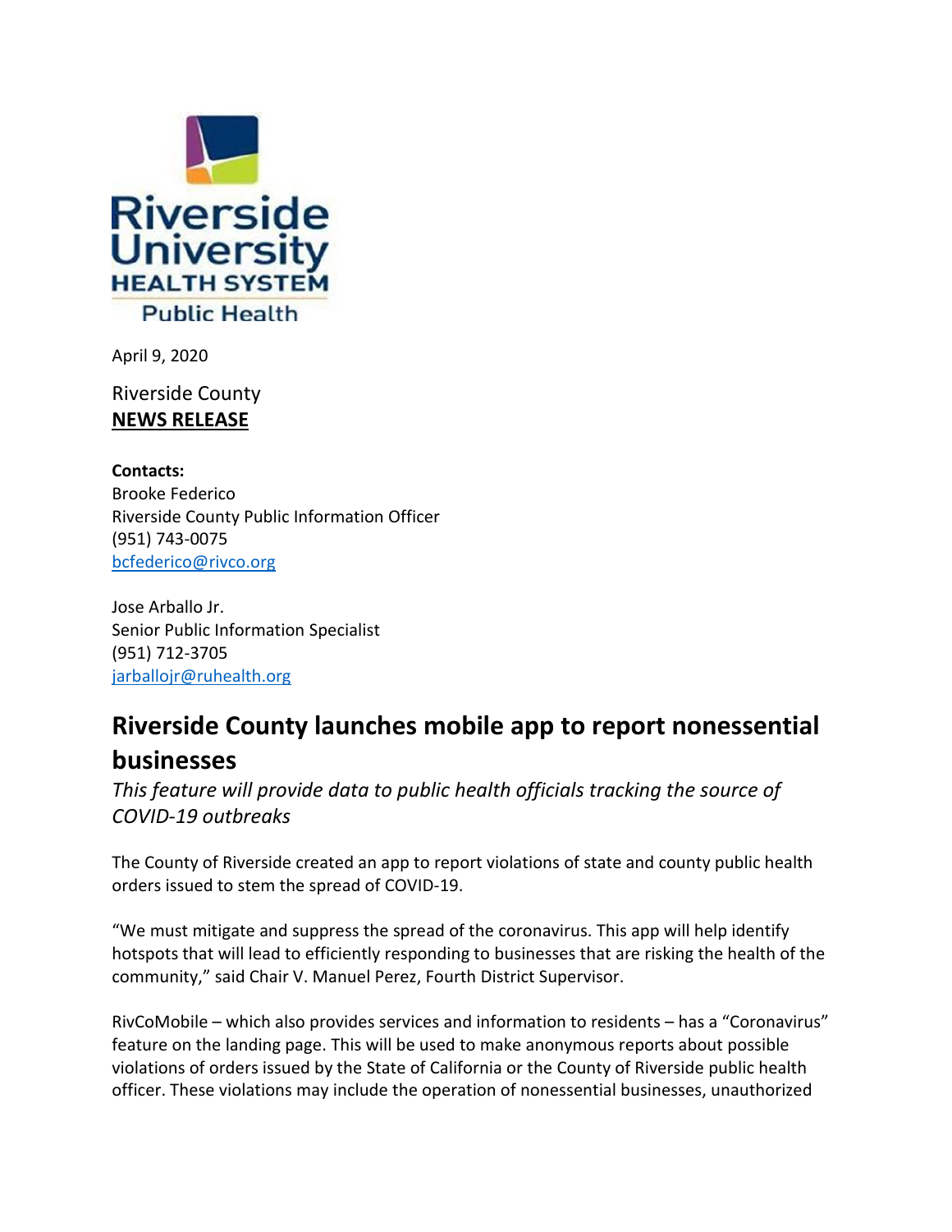Riverside University
HEALTH SYSTEM
Public Health

April 9, 2020

Riverside County
**NEWS RELEASE**

**Contacts:**
Brooke Federico
Riverside County Public Information Officer
(951) 743-0075
bcfederico@rivco.org

Jose Arballo Jr.
Senior Public Information Specialist
(951) 712-3705
jarballojr@ruhealth.org

# Riverside County launches mobile app to report nonessential businesses

*This feature will provide data to public health officials tracking the source of COVID-19 outbreaks*

The County of Riverside created an app to report violations of state and county public health orders issued to stem the spread of COVID-19.

"We must mitigate and suppress the spread of the coronavirus. This app will help identify hotspots that will lead to efficiently responding to businesses that are risking the health of the community," said Chair V. Manuel Perez, Fourth District Supervisor.

RivCoMobile – which also provides services and information to residents – has a "Coronavirus" feature on the landing page. This will be used to make anonymous reports about possible violations of orders issued by the State of California or the County of Riverside public health officer. These violations may include the operation of nonessential businesses, unauthorized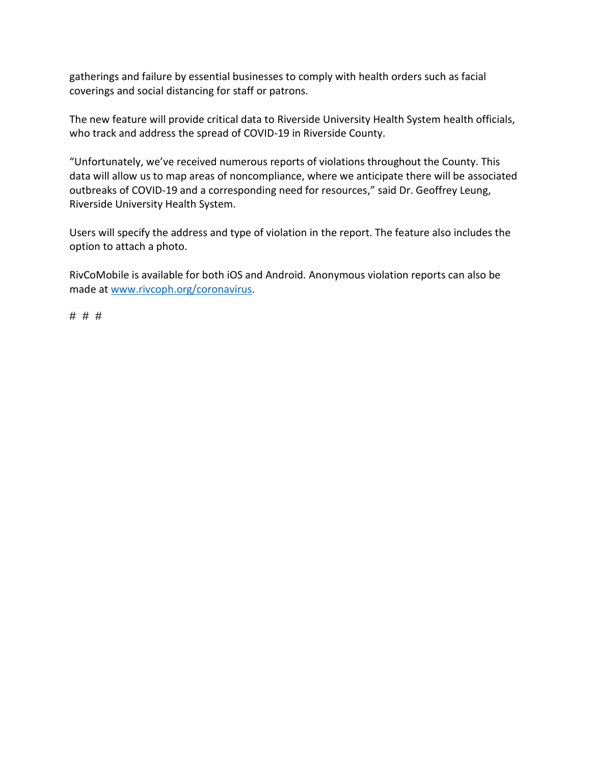gatherings and failure by essential businesses to comply with health orders such as facial coverings and social distancing for staff or patrons.

The new feature will provide critical data to Riverside University Health System health officials, who track and address the spread of COVID-19 in Riverside County.

"Unfortunately, we've received numerous reports of violations throughout the County. This data will allow us to map areas of noncompliance, where we anticipate there will be associated outbreaks of COVID-19 and a corresponding need for resources," said Dr. Geoffrey Leung, Riverside University Health System.

Users will specify the address and type of violation in the report. The feature also includes the option to attach a photo.

RivCoMobile is available for both iOS and Android. Anonymous violation reports can also be made at [www.rivcoph.org/coronavirus](http://www.rivcoph.org/coronavirus).

# # #